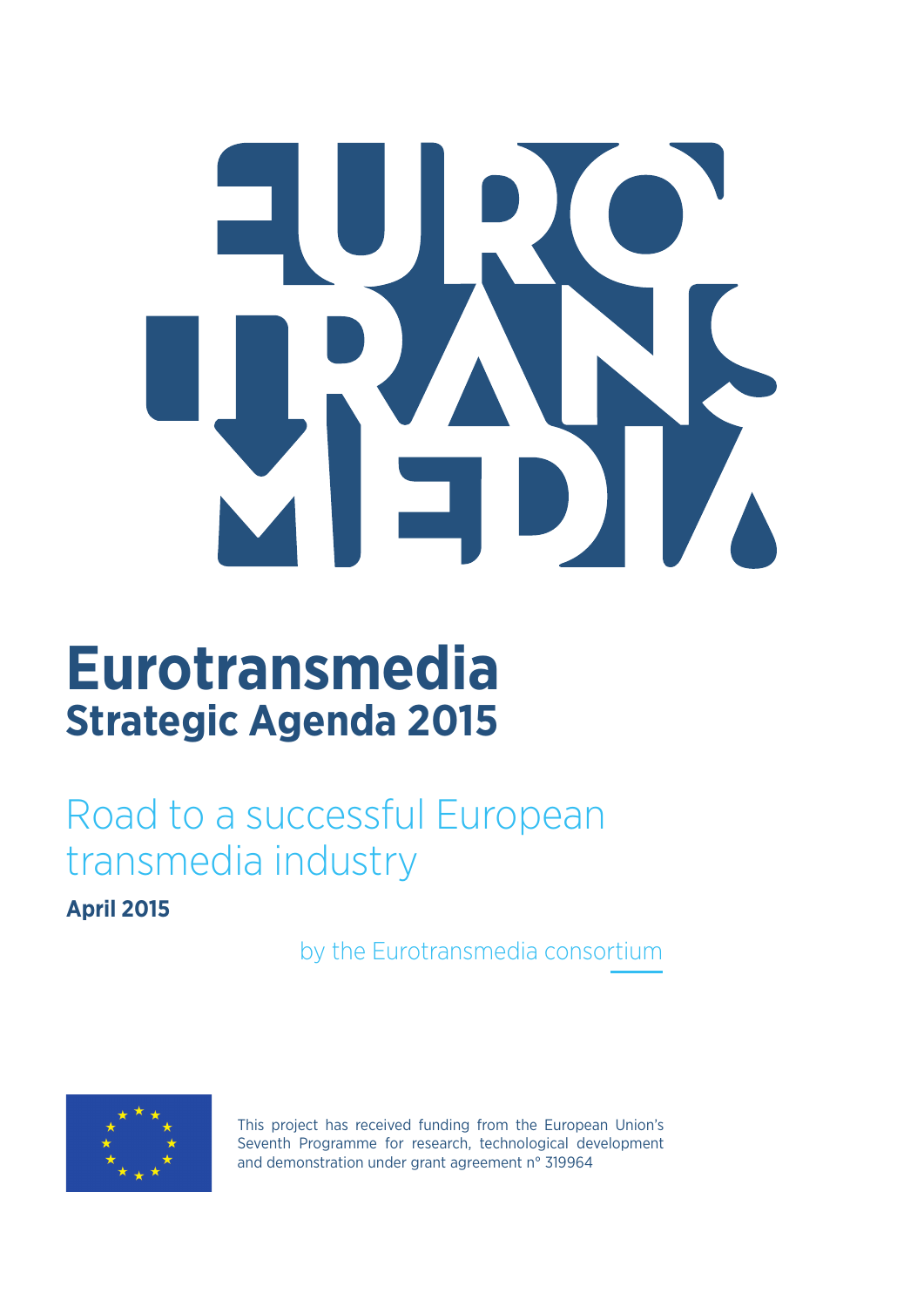# Eurotransmedia

## Strategic Agenda 2015

Road to a successful European transmedia industry

**April 2015**

by the Eurotransmedia consortium

This project has received funding from the European Union's Seventh Programme for research, technological development and demonstration under grant agreement n° 319964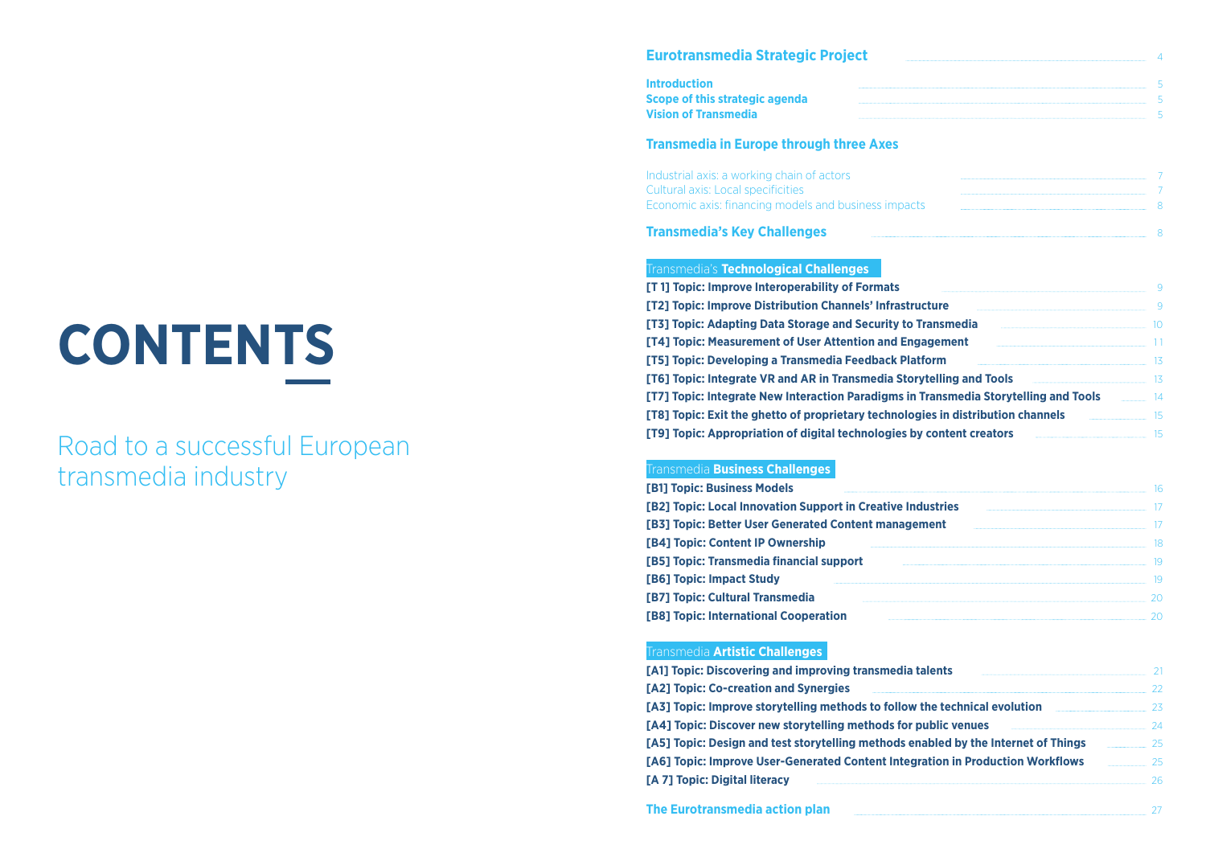# CONTENTS

Road to a successful European transmedia industry

**Eurotransmedia Strategic Project** ..... 4

**Introduction** ..... 5
**Scope of this strategic agenda** ..... 5
**Vision of Transmedia** ..... 5

**Transmedia in Europe through three Axes**

Industrial axis: a working chain of actors ..... 7
Cultural axis: Local specificities ..... 7
Economic axis: financing models and business impacts ..... 8

**Transmedia's Key Challenges** ..... 8

Transmedia's **Technological Challenges**

**[T 1] Topic: Improve Interoperability of Formats** ..... 9
**[T2] Topic: Improve Distribution Channels' Infrastructure** ..... 9
**[T3] Topic: Adapting Data Storage and Security to Transmedia** ..... 10
**[T4] Topic: Measurement of User Attention and Engagement** ..... 11
**[T5] Topic: Developing a Transmedia Feedback Platform** ..... 13
**[T6] Topic: Integrate VR and AR in Transmedia Storytelling and Tools** ..... 13
**[T7] Topic: Integrate New Interaction Paradigms in Transmedia Storytelling and Tools** ..... 14
**[T8] Topic: Exit the ghetto of proprietary technologies in distribution channels** ..... 15
**[T9] Topic: Appropriation of digital technologies by content creators** ..... 15

Transmedia **Business Challenges**

**[B1] Topic: Business Models** ..... 16
**[B2] Topic: Local Innovation Support in Creative Industries** ..... 17
**[B3] Topic: Better User Generated Content management** ..... 17
**[B4] Topic: Content IP Ownership** ..... 18
**[B5] Topic: Transmedia financial support** ..... 19
**[B6] Topic: Impact Study** ..... 19
**[B7] Topic: Cultural Transmedia** ..... 20
**[B8] Topic: International Cooperation** ..... 20

Transmedia **Artistic Challenges**

**[A1] Topic: Discovering and improving transmedia talents** ..... 21
**[A2] Topic: Co-creation and Synergies** ..... 22
**[A3] Topic: Improve storytelling methods to follow the technical evolution** ..... 23
**[A4] Topic: Discover new storytelling methods for public venues** ..... 24
**[A5] Topic: Design and test storytelling methods enabled by the Internet of Things** ..... 25
**[A6] Topic: Improve User-Generated Content Integration in Production Workflows** ..... 25
**[A 7] Topic: Digital literacy** ..... 26

**The Eurotransmedia action plan** ..... 27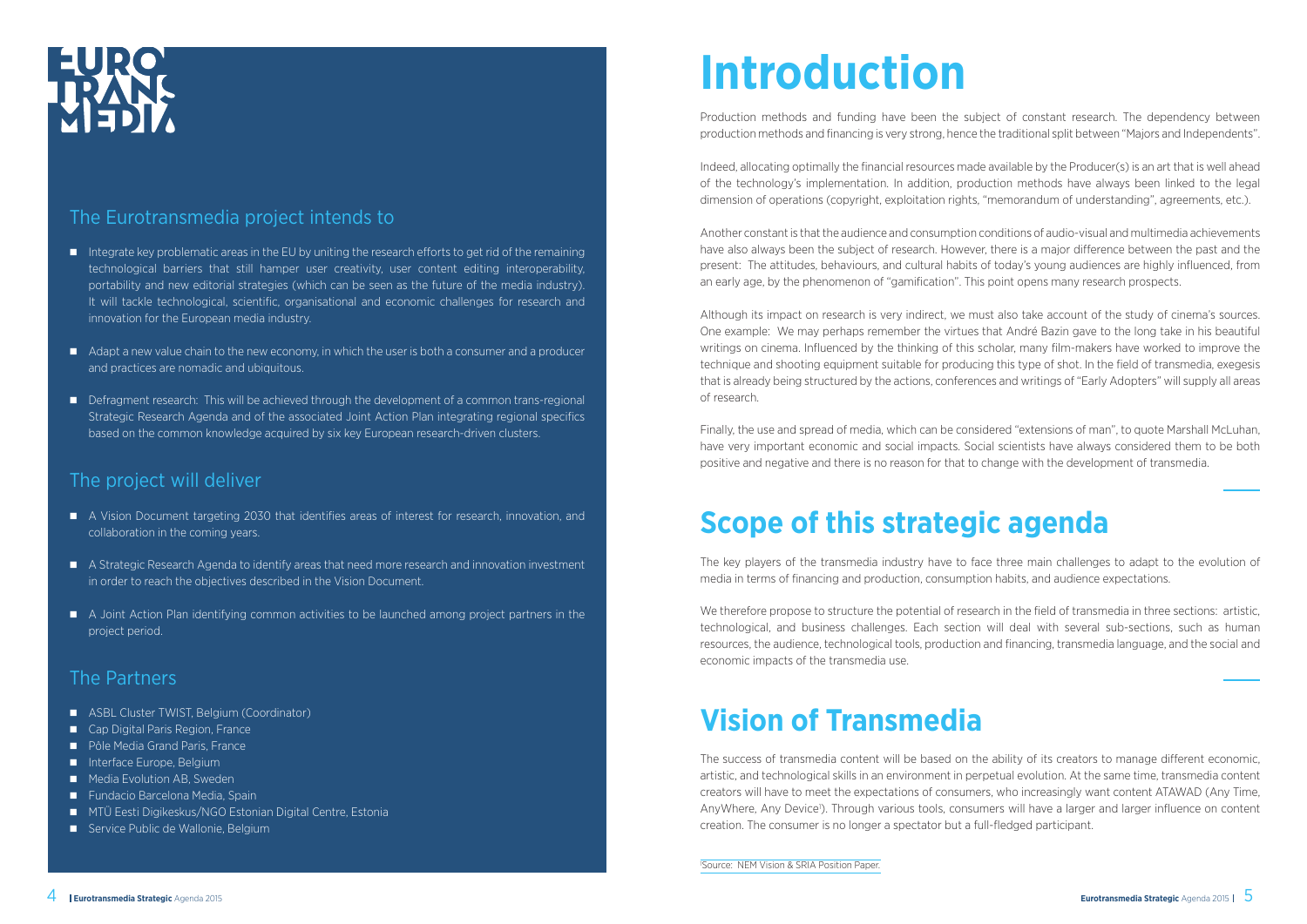## The Eurotransmedia project intends to

- Integrate key problematic areas in the EU by uniting the research efforts to get rid of the remaining technological barriers that still hamper user creativity, user content editing interoperability, portability and new editorial strategies (which can be seen as the future of the media industry). It will tackle technological, scientific, organisational and economic challenges for research and innovation for the European media industry.
- Adapt a new value chain to the new economy, in which the user is both a consumer and a producer and practices are nomadic and ubiquitous.
- Defragment research: This will be achieved through the development of a common trans-regional Strategic Research Agenda and of the associated Joint Action Plan integrating regional specifics based on the common knowledge acquired by six key European research-driven clusters.

## The project will deliver

- A Vision Document targeting 2030 that identifies areas of interest for research, innovation, and collaboration in the coming years.
- A Strategic Research Agenda to identify areas that need more research and innovation investment in order to reach the objectives described in the Vision Document.
- A Joint Action Plan identifying common activities to be launched among project partners in the project period.

## The Partners

- ASBL Cluster TWIST, Belgium (Coordinator)
- Cap Digital Paris Region, France
- Pôle Media Grand Paris, France
- Interface Europe, Belgium
- Media Evolution AB, Sweden
- Fundacio Barcelona Media, Spain
- MTÜ Eesti Digikeskus/NGO Estonian Digital Centre, Estonia
- Service Public de Wallonie, Belgium

# Introduction

Production methods and funding have been the subject of constant research. The dependency between production methods and financing is very strong, hence the traditional split between "Majors and Independents".

Indeed, allocating optimally the financial resources made available by the Producer(s) is an art that is well ahead of the technology's implementation. In addition, production methods have always been linked to the legal dimension of operations (copyright, exploitation rights, "memorandum of understanding", agreements, etc.).

Another constant is that the audience and consumption conditions of audio-visual and multimedia achievements have also always been the subject of research. However, there is a major difference between the past and the present: The attitudes, behaviours, and cultural habits of today's young audiences are highly influenced, from an early age, by the phenomenon of "gamification". This point opens many research prospects.

Although its impact on research is very indirect, we must also take account of the study of cinema's sources. One example: We may perhaps remember the virtues that André Bazin gave to the long take in his beautiful writings on cinema. Influenced by the thinking of this scholar, many film-makers have worked to improve the technique and shooting equipment suitable for producing this type of shot. In the field of transmedia, exegesis that is already being structured by the actions, conferences and writings of "Early Adopters" will supply all areas of research.

Finally, the use and spread of media, which can be considered "extensions of man", to quote Marshall McLuhan, have very important economic and social impacts. Social scientists have always considered them to be both positive and negative and there is no reason for that to change with the development of transmedia.

# Scope of this strategic agenda

The key players of the transmedia industry have to face three main challenges to adapt to the evolution of media in terms of financing and production, consumption habits, and audience expectations.

We therefore propose to structure the potential of research in the field of transmedia in three sections: artistic, technological, and business challenges. Each section will deal with several sub-sections, such as human resources, the audience, technological tools, production and financing, transmedia language, and the social and economic impacts of the transmedia use.

# Vision of Transmedia

The success of transmedia content will be based on the ability of its creators to manage different economic, artistic, and technological skills in an environment in perpetual evolution. At the same time, transmedia content creators will have to meet the expectations of consumers, who increasingly want content ATAWAD (Any Time, AnyWhere, Any Device[1]). Through various tools, consumers will have a larger and larger influence on content creation. The consumer is no longer a spectator but a full-fledged participant.

[1] Source: NEM Vision & SRIA Position Paper.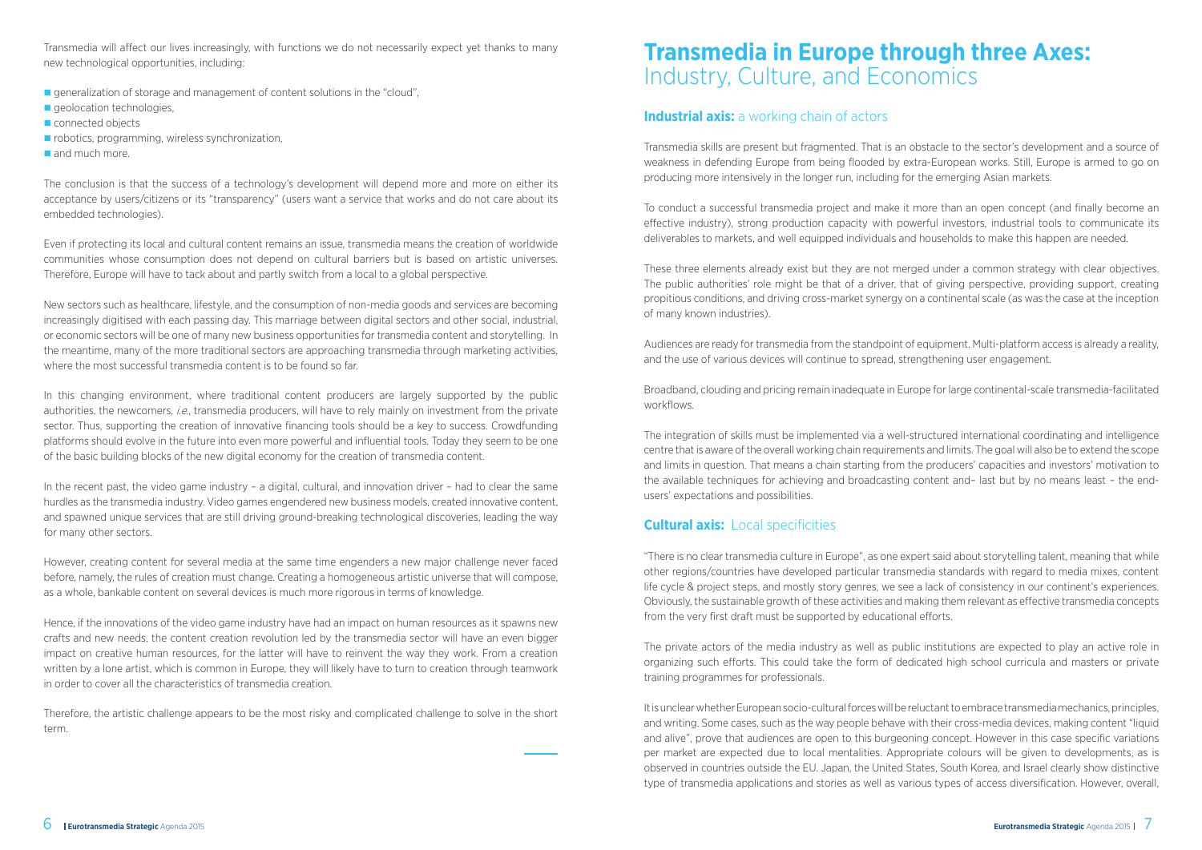Transmedia will affect our lives increasingly, with functions we do not necessarily expect yet thanks to many new technological opportunities, including:

- generalization of storage and management of content solutions in the "cloud",
- geolocation technologies,
- connected objects
- robotics, programming, wireless synchronization,
- and much more.

The conclusion is that the success of a technology's development will depend more and more on either its acceptance by users/citizens or its "transparency" (users want a service that works and do not care about its embedded technologies).

Even if protecting its local and cultural content remains an issue, transmedia means the creation of worldwide communities whose consumption does not depend on cultural barriers but is based on artistic universes. Therefore, Europe will have to tack about and partly switch from a local to a global perspective.

New sectors such as healthcare, lifestyle, and the consumption of non-media goods and services are becoming increasingly digitised with each passing day. This marriage between digital sectors and other social, industrial, or economic sectors will be one of many new business opportunities for transmedia content and storytelling. In the meantime, many of the more traditional sectors are approaching transmedia through marketing activities, where the most successful transmedia content is to be found so far.

In this changing environment, where traditional content producers are largely supported by the public authorities, the newcomers, *i.e.*, transmedia producers, will have to rely mainly on investment from the private sector. Thus, supporting the creation of innovative financing tools should be a key to success. Crowdfunding platforms should evolve in the future into even more powerful and influential tools. Today they seem to be one of the basic building blocks of the new digital economy for the creation of transmedia content.

In the recent past, the video game industry – a digital, cultural, and innovation driver – had to clear the same hurdles as the transmedia industry. Video games engendered new business models, created innovative content, and spawned unique services that are still driving ground-breaking technological discoveries, leading the way for many other sectors.

However, creating content for several media at the same time engenders a new major challenge never faced before, namely, the rules of creation must change. Creating a homogeneous artistic universe that will compose, as a whole, bankable content on several devices is much more rigorous in terms of knowledge.

Hence, if the innovations of the video game industry have had an impact on human resources as it spawns new crafts and new needs, the content creation revolution led by the transmedia sector will have an even bigger impact on creative human resources, for the latter will have to reinvent the way they work. From a creation written by a lone artist, which is common in Europe, they will likely have to turn to creation through teamwork in order to cover all the characteristics of transmedia creation.

Therefore, the artistic challenge appears to be the most risky and complicated challenge to solve in the short term.

# Transmedia in Europe through three Axes: Industry, Culture, and Economics

## Industrial axis: a working chain of actors

Transmedia skills are present but fragmented. That is an obstacle to the sector's development and a source of weakness in defending Europe from being flooded by extra-European works. Still, Europe is armed to go on producing more intensively in the longer run, including for the emerging Asian markets.

To conduct a successful transmedia project and make it more than an open concept (and finally become an effective industry), strong production capacity with powerful investors, industrial tools to communicate its deliverables to markets, and well equipped individuals and households to make this happen are needed.

These three elements already exist but they are not merged under a common strategy with clear objectives. The public authorities' role might be that of a driver, that of giving perspective, providing support, creating propitious conditions, and driving cross-market synergy on a continental scale (as was the case at the inception of many known industries).

Audiences are ready for transmedia from the standpoint of equipment. Multi-platform access is already a reality, and the use of various devices will continue to spread, strengthening user engagement.

Broadband, clouding and pricing remain inadequate in Europe for large continental-scale transmedia-facilitated workflows.

The integration of skills must be implemented via a well-structured international coordinating and intelligence centre that is aware of the overall working chain requirements and limits. The goal will also be to extend the scope and limits in question. That means a chain starting from the producers' capacities and investors' motivation to the available techniques for achieving and broadcasting content and– last but by no means least – the end-users' expectations and possibilities.

## Cultural axis: Local specificities

"There is no clear transmedia culture in Europe", as one expert said about storytelling talent, meaning that while other regions/countries have developed particular transmedia standards with regard to media mixes, content life cycle & project steps, and mostly story genres, we see a lack of consistency in our continent's experiences. Obviously, the sustainable growth of these activities and making them relevant as effective transmedia concepts from the very first draft must be supported by educational efforts.

The private actors of the media industry as well as public institutions are expected to play an active role in organizing such efforts. This could take the form of dedicated high school curricula and masters or private training programmes for professionals.

It is unclear whether European socio-cultural forces will be reluctant to embrace transmedia mechanics, principles, and writing. Some cases, such as the way people behave with their cross-media devices, making content "liquid and alive", prove that audiences are open to this burgeoning concept. However in this case specific variations per market are expected due to local mentalities. Appropriate colours will be given to developments, as is observed in countries outside the EU. Japan, the United States, South Korea, and Israel clearly show distinctive type of transmedia applications and stories as well as various types of access diversification. However, overall,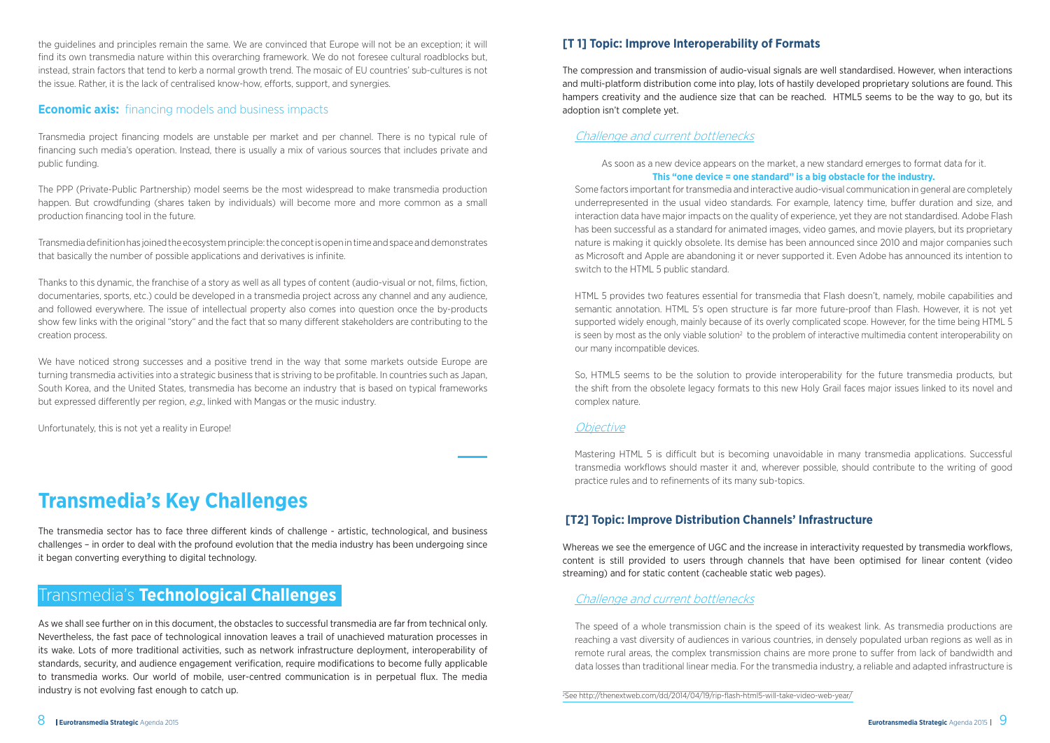the guidelines and principles remain the same. We are convinced that Europe will not be an exception; it will find its own transmedia nature within this overarching framework. We do not foresee cultural roadblocks but, instead, strain factors that tend to kerb a normal growth trend. The mosaic of EU countries' sub-cultures is not the issue. Rather, it is the lack of centralised know-how, efforts, support, and synergies.

### **Economic axis:** financing models and business impacts

Transmedia project financing models are unstable per market and per channel. There is no typical rule of financing such media's operation. Instead, there is usually a mix of various sources that includes private and public funding.

The PPP (Private-Public Partnership) model seems be the most widespread to make transmedia production happen. But crowdfunding (shares taken by individuals) will become more and more common as a small production financing tool in the future.

Transmedia definition has joined the ecosystem principle: the concept is open in time and space and demonstrates that basically the number of possible applications and derivatives is infinite.

Thanks to this dynamic, the franchise of a story as well as all types of content (audio-visual or not, films, fiction, documentaries, sports, etc.) could be developed in a transmedia project across any channel and any audience, and followed everywhere. The issue of intellectual property also comes into question once the by-products show few links with the original "story" and the fact that so many different stakeholders are contributing to the creation process.

We have noticed strong successes and a positive trend in the way that some markets outside Europe are turning transmedia activities into a strategic business that is striving to be profitable. In countries such as Japan, South Korea, and the United States, transmedia has become an industry that is based on typical frameworks but expressed differently per region, *e.g.*, linked with Mangas or the music industry.

Unfortunately, this is not yet a reality in Europe!

# Transmedia's Key Challenges

The transmedia sector has to face three different kinds of challenge - artistic, technological, and business challenges – in order to deal with the profound evolution that the media industry has been undergoing since it began converting everything to digital technology.

## Transmedia's **Technological Challenges**

As we shall see further on in this document, the obstacles to successful transmedia are far from technical only. Nevertheless, the fast pace of technological innovation leaves a trail of unachieved maturation processes in its wake. Lots of more traditional activities, such as network infrastructure deployment, interoperability of standards, security, and audience engagement verification, require modifications to become fully applicable to transmedia works. Our world of mobile, user-centred communication is in perpetual flux. The media industry is not evolving fast enough to catch up.

### [T 1] Topic: Improve Interoperability of Formats

The compression and transmission of audio-visual signals are well standardised. However, when interactions and multi-platform distribution come into play, lots of hastily developed proprietary solutions are found. This hampers creativity and the audience size that can be reached. HTML5 seems to be the way to go, but its adoption isn't complete yet.

#### *Challenge and current bottlenecks*

As soon as a new device appears on the market, a new standard emerges to format data for it.
**This "one device = one standard" is a big obstacle for the industry.**

Some factors important for transmedia and interactive audio-visual communication in general are completely underrepresented in the usual video standards. For example, latency time, buffer duration and size, and interaction data have major impacts on the quality of experience, yet they are not standardised. Adobe Flash has been successful as a standard for animated images, video games, and movie players, but its proprietary nature is making it quickly obsolete. Its demise has been announced since 2010 and major companies such as Microsoft and Apple are abandoning it or never supported it. Even Adobe has announced its intention to switch to the HTML 5 public standard.

HTML 5 provides two features essential for transmedia that Flash doesn't, namely, mobile capabilities and semantic annotation. HTML 5's open structure is far more future-proof than Flash. However, it is not yet supported widely enough, mainly because of its overly complicated scope. However, for the time being HTML 5 is seen by most as the only viable solution[2] to the problem of interactive multimedia content interoperability on our many incompatible devices.

So, HTML5 seems to be the solution to provide interoperability for the future transmedia products, but the shift from the obsolete legacy formats to this new Holy Grail faces major issues linked to its novel and complex nature.

#### *Objective*

Mastering HTML 5 is difficult but is becoming unavoidable in many transmedia applications. Successful transmedia workflows should master it and, wherever possible, should contribute to the writing of good practice rules and to refinements of its many sub-topics.

### [T2] Topic: Improve Distribution Channels' Infrastructure

Whereas we see the emergence of UGC and the increase in interactivity requested by transmedia workflows, content is still provided to users through channels that have been optimised for linear content (video streaming) and for static content (cacheable static web pages).

#### *Challenge and current bottlenecks*

The speed of a whole transmission chain is the speed of its weakest link. As transmedia productions are reaching a vast diversity of audiences in various countries, in densely populated urban regions as well as in remote rural areas, the complex transmission chains are more prone to suffer from lack of bandwidth and data losses than traditional linear media. For the transmedia industry, a reliable and adapted infrastructure is

[2] See http://thenextweb.com/dd/2014/04/19/rip-flash-html5-will-take-video-web-year/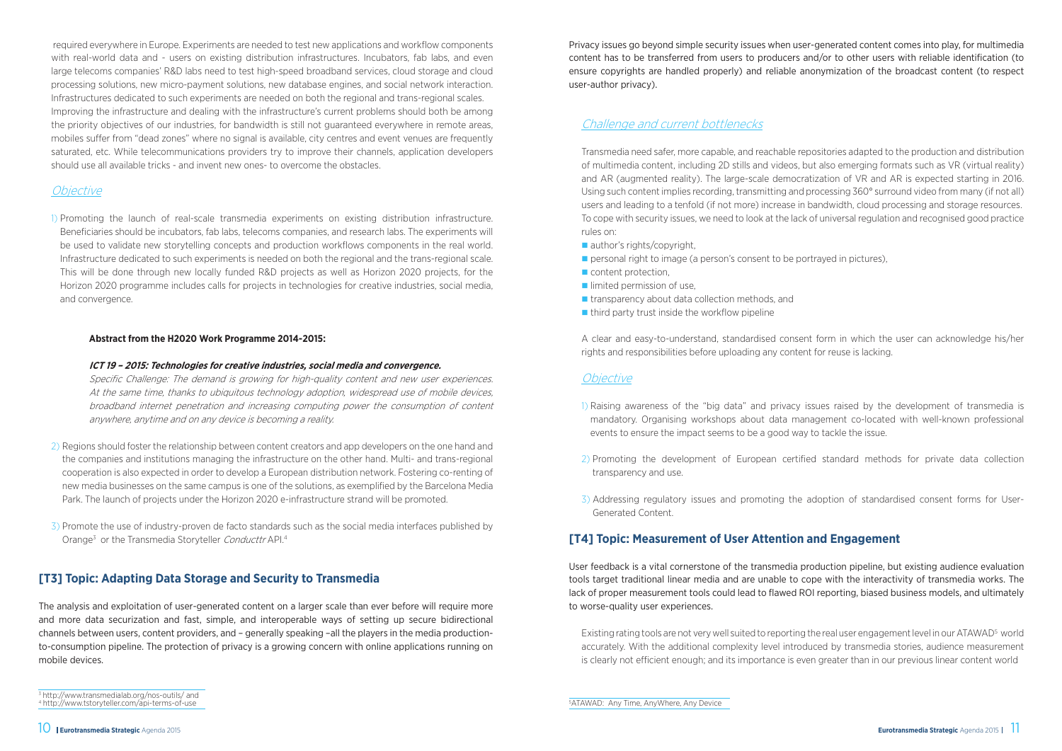required everywhere in Europe. Experiments are needed to test new applications and workflow components with real-world data and - users on existing distribution infrastructures. Incubators, fab labs, and even large telecoms companies' R&D labs need to test high-speed broadband services, cloud storage and cloud processing solutions, new micro-payment solutions, new database engines, and social network interaction. Infrastructures dedicated to such experiments are needed on both the regional and trans-regional scales. Improving the infrastructure and dealing with the infrastructure's current problems should both be among the priority objectives of our industries, for bandwidth is still not guaranteed everywhere in remote areas, mobiles suffer from "dead zones" where no signal is available, city centres and event venues are frequently saturated, etc. While telecommunications providers try to improve their channels, application developers should use all available tricks - and invent new ones- to overcome the obstacles.

### *Objective*

1) Promoting the launch of real-scale transmedia experiments on existing distribution infrastructure. Beneficiaries should be incubators, fab labs, telecoms companies, and research labs. The experiments will be used to validate new storytelling concepts and production workflows components in the real world. Infrastructure dedicated to such experiments is needed on both the regional and the trans-regional scale. This will be done through new locally funded R&D projects as well as Horizon 2020 projects, for the Horizon 2020 programme includes calls for projects in technologies for creative industries, social media, and convergence.

> **Abstract from the H2020 Work Programme 2014-2015:**
>
> ***ICT 19 – 2015: Technologies for creative industries, social media and convergence.***
>
> *Specific Challenge: The demand is growing for high-quality content and new user experiences. At the same time, thanks to ubiquitous technology adoption, widespread use of mobile devices, broadband internet penetration and increasing computing power the consumption of content anywhere, anytime and on any device is becoming a reality.*

2) Regions should foster the relationship between content creators and app developers on the one hand and the companies and institutions managing the infrastructure on the other hand. Multi- and trans-regional cooperation is also expected in order to develop a European distribution network. Fostering co-renting of new media businesses on the same campus is one of the solutions, as exemplified by the Barcelona Media Park. The launch of projects under the Horizon 2020 e-infrastructure strand will be promoted.

3) Promote the use of industry-proven de facto standards such as the social media interfaces published by Orange[3] or the Transmedia Storyteller *Conducttr* API.[4]

## [T3] Topic: Adapting Data Storage and Security to Transmedia

The analysis and exploitation of user-generated content on a larger scale than ever before will require more and more data securization and fast, simple, and interoperable ways of setting up secure bidirectional channels between users, content providers, and – generally speaking –all the players in the media production-to-consumption pipeline. The protection of privacy is a growing concern with online applications running on mobile devices.

Privacy issues go beyond simple security issues when user-generated content comes into play, for multimedia content has to be transferred from users to producers and/or to other users with reliable identification (to ensure copyrights are handled properly) and reliable anonymization of the broadcast content (to respect user-author privacy).

### *Challenge and current bottlenecks*

Transmedia need safer, more capable, and reachable repositories adapted to the production and distribution of multimedia content, including 2D stills and videos, but also emerging formats such as VR (virtual reality) and AR (augmented reality). The large-scale democratization of VR and AR is expected starting in 2016. Using such content implies recording, transmitting and processing 360° surround video from many (if not all) users and leading to a tenfold (if not more) increase in bandwidth, cloud processing and storage resources. To cope with security issues, we need to look at the lack of universal regulation and recognised good practice rules on:

- author's rights/copyright,
- personal right to image (a person's consent to be portrayed in pictures),
- content protection,
- limited permission of use,
- transparency about data collection methods, and
- third party trust inside the workflow pipeline

A clear and easy-to-understand, standardised consent form in which the user can acknowledge his/her rights and responsibilities before uploading any content for reuse is lacking.

### *Objective*

1) Raising awareness of the "big data" and privacy issues raised by the development of transmedia is mandatory. Organising workshops about data management co-located with well-known professional events to ensure the impact seems to be a good way to tackle the issue.

2) Promoting the development of European certified standard methods for private data collection transparency and use.

3) Addressing regulatory issues and promoting the adoption of standardised consent forms for User-Generated Content.

## [T4] Topic: Measurement of User Attention and Engagement

User feedback is a vital cornerstone of the transmedia production pipeline, but existing audience evaluation tools target traditional linear media and are unable to cope with the interactivity of transmedia works. The lack of proper measurement tools could lead to flawed ROI reporting, biased business models, and ultimately to worse-quality user experiences.

Existing rating tools are not very well suited to reporting the real user engagement level in our ATAWAD[5] world accurately. With the additional complexity level introduced by transmedia stories, audience measurement is clearly not efficient enough; and its importance is even greater than in our previous linear content world

---

[3] http://www.transmedialab.org/nos-outils/ and
[4] http://www.tstoryteller.com/api-terms-of-use

[5] ATAWAD: Any Time, AnyWhere, Any Device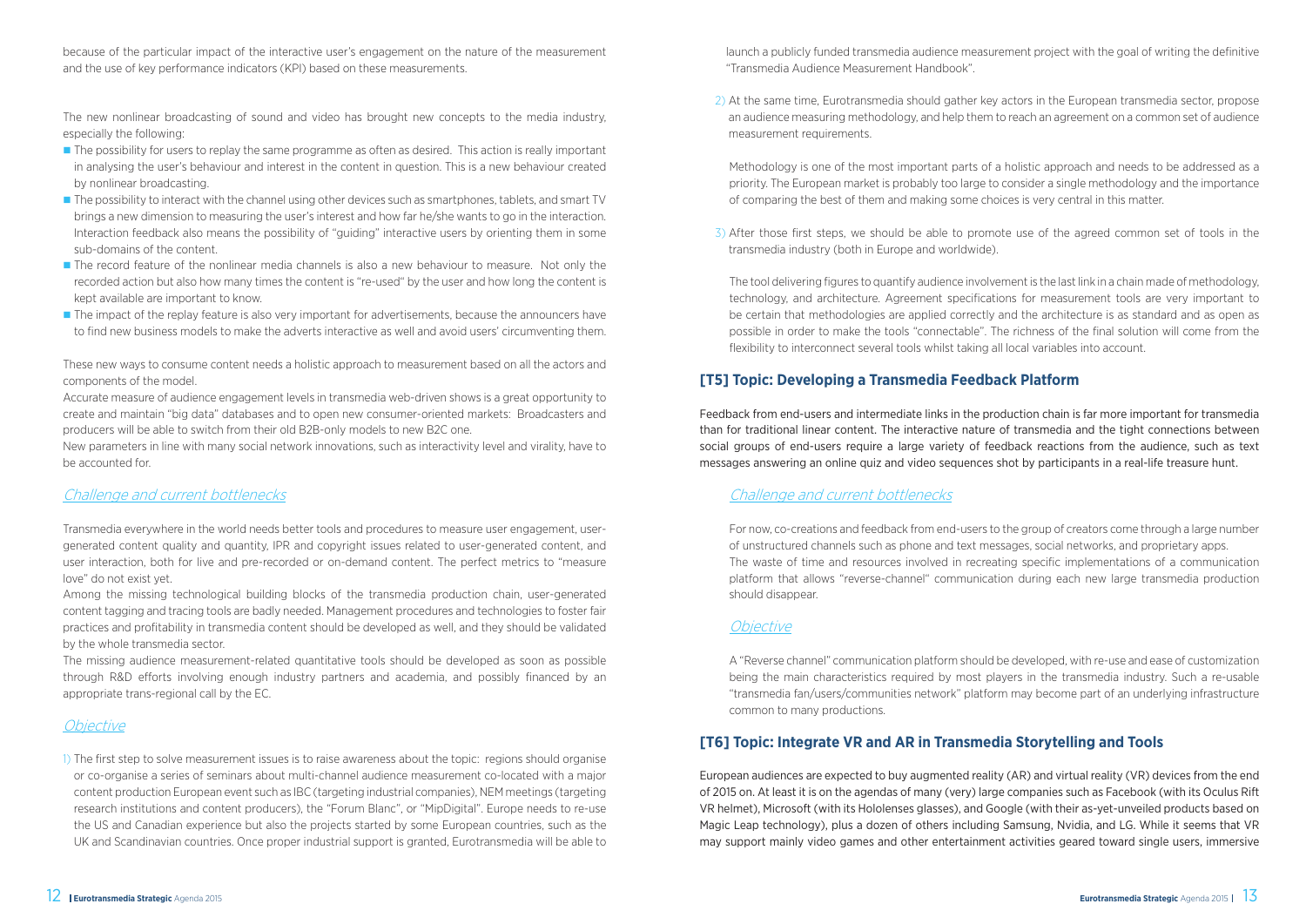because of the particular impact of the interactive user's engagement on the nature of the measurement and the use of key performance indicators (KPI) based on these measurements.

The new nonlinear broadcasting of sound and video has brought new concepts to the media industry, especially the following:

- The possibility for users to replay the same programme as often as desired. This action is really important in analysing the user's behaviour and interest in the content in question. This is a new behaviour created by nonlinear broadcasting.
- The possibility to interact with the channel using other devices such as smartphones, tablets, and smart TV brings a new dimension to measuring the user's interest and how far he/she wants to go in the interaction. Interaction feedback also means the possibility of "guiding" interactive users by orienting them in some sub-domains of the content.
- The record feature of the nonlinear media channels is also a new behaviour to measure. Not only the recorded action but also how many times the content is "re-used" by the user and how long the content is kept available are important to know.
- The impact of the replay feature is also very important for advertisements, because the announcers have to find new business models to make the adverts interactive as well and avoid users' circumventing them.

These new ways to consume content needs a holistic approach to measurement based on all the actors and components of the model.

Accurate measure of audience engagement levels in transmedia web-driven shows is a great opportunity to create and maintain "big data" databases and to open new consumer-oriented markets: Broadcasters and producers will be able to switch from their old B2B-only models to new B2C one.

New parameters in line with many social network innovations, such as interactivity level and virality, have to be accounted for.

### *Challenge and current bottlenecks*

Transmedia everywhere in the world needs better tools and procedures to measure user engagement, user-generated content quality and quantity, IPR and copyright issues related to user-generated content, and user interaction, both for live and pre-recorded or on-demand content. The perfect metrics to "measure love" do not exist yet.

Among the missing technological building blocks of the transmedia production chain, user-generated content tagging and tracing tools are badly needed. Management procedures and technologies to foster fair practices and profitability in transmedia content should be developed as well, and they should be validated by the whole transmedia sector.

The missing audience measurement-related quantitative tools should be developed as soon as possible through R&D efforts involving enough industry partners and academia, and possibly financed by an appropriate trans-regional call by the EC.

### *Objective*

1) The first step to solve measurement issues is to raise awareness about the topic: regions should organise or co-organise a series of seminars about multi-channel audience measurement co-located with a major content production European event such as IBC (targeting industrial companies), NEM meetings (targeting research institutions and content producers), the "Forum Blanc", or "MipDigital". Europe needs to re-use the US and Canadian experience but also the projects started by some European countries, such as the UK and Scandinavian countries. Once proper industrial support is granted, Eurotransmedia will be able to launch a publicly funded transmedia audience measurement project with the goal of writing the definitive "Transmedia Audience Measurement Handbook".

2) At the same time, Eurotransmedia should gather key actors in the European transmedia sector, propose an audience measuring methodology, and help them to reach an agreement on a common set of audience measurement requirements.

   Methodology is one of the most important parts of a holistic approach and needs to be addressed as a priority. The European market is probably too large to consider a single methodology and the importance of comparing the best of them and making some choices is very central in this matter.

3) After those first steps, we should be able to promote use of the agreed common set of tools in the transmedia industry (both in Europe and worldwide).

   The tool delivering figures to quantify audience involvement is the last link in a chain made of methodology, technology, and architecture. Agreement specifications for measurement tools are very important to be certain that methodologies are applied correctly and the architecture is as standard and as open as possible in order to make the tools "connectable". The richness of the final solution will come from the flexibility to interconnect several tools whilst taking all local variables into account.

## [T5] Topic: Developing a Transmedia Feedback Platform

Feedback from end-users and intermediate links in the production chain is far more important for transmedia than for traditional linear content. The interactive nature of transmedia and the tight connections between social groups of end-users require a large variety of feedback reactions from the audience, such as text messages answering an online quiz and video sequences shot by participants in a real-life treasure hunt.

### *Challenge and current bottlenecks*

For now, co-creations and feedback from end-users to the group of creators come through a large number of unstructured channels such as phone and text messages, social networks, and proprietary apps.
The waste of time and resources involved in recreating specific implementations of a communication platform that allows "reverse-channel" communication during each new large transmedia production should disappear.

### *Objective*

A "Reverse channel" communication platform should be developed, with re-use and ease of customization being the main characteristics required by most players in the transmedia industry. Such a re-usable "transmedia fan/users/communities network" platform may become part of an underlying infrastructure common to many productions.

## [T6] Topic: Integrate VR and AR in Transmedia Storytelling and Tools

European audiences are expected to buy augmented reality (AR) and virtual reality (VR) devices from the end of 2015 on. At least it is on the agendas of many (very) large companies such as Facebook (with its Oculus Rift VR helmet), Microsoft (with its Hololenses glasses), and Google (with their as-yet-unveiled products based on Magic Leap technology), plus a dozen of others including Samsung, Nvidia, and LG. While it seems that VR may support mainly video games and other entertainment activities geared toward single users, immersive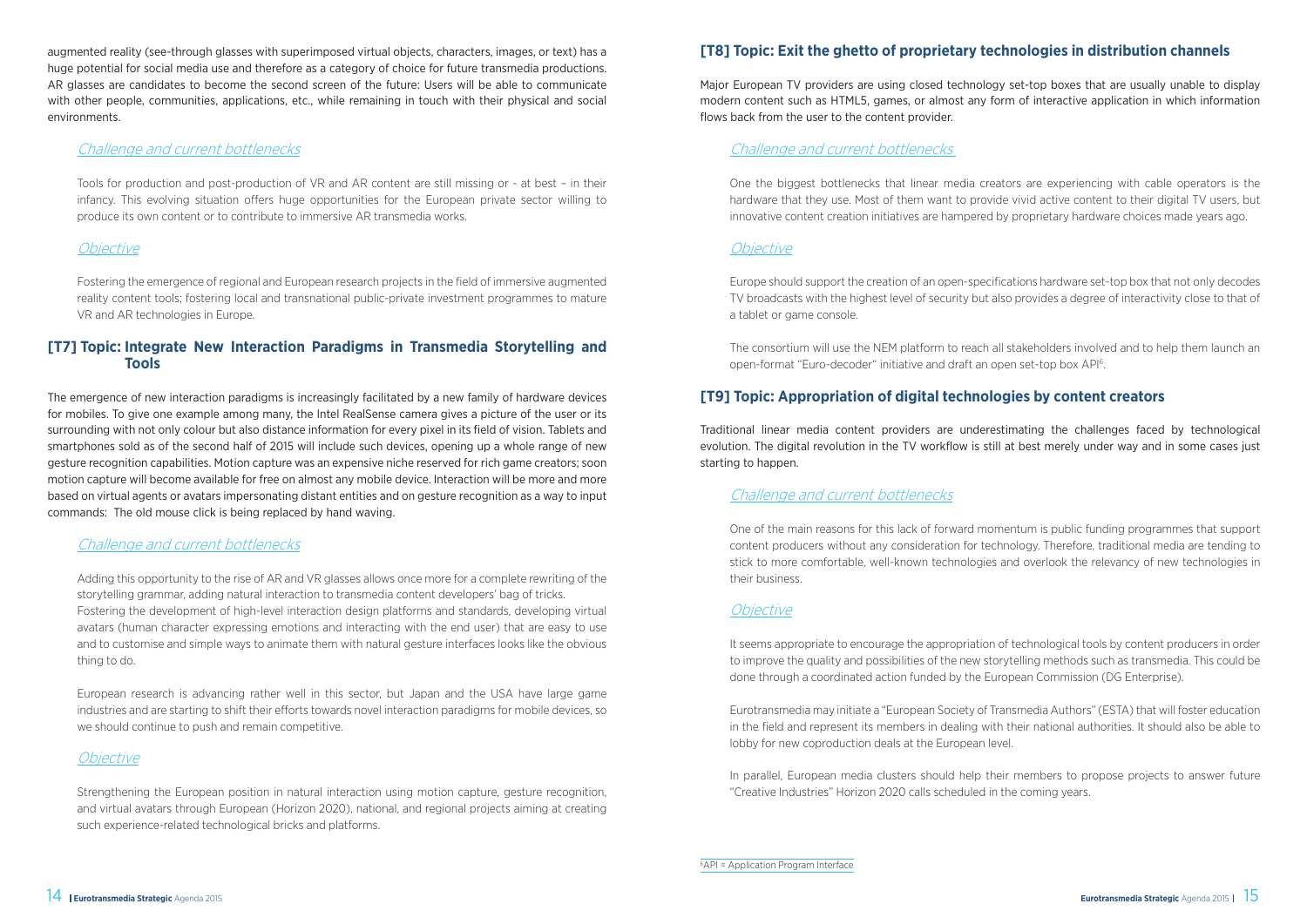augmented reality (see-through glasses with superimposed virtual objects, characters, images, or text) has a huge potential for social media use and therefore as a category of choice for future transmedia productions. AR glasses are candidates to become the second screen of the future: Users will be able to communicate with other people, communities, applications, etc., while remaining in touch with their physical and social environments.

#### *Challenge and current bottlenecks*

Tools for production and post-production of VR and AR content are still missing or - at best – in their infancy. This evolving situation offers huge opportunities for the European private sector willing to produce its own content or to contribute to immersive AR transmedia works.

#### *Objective*

Fostering the emergence of regional and European research projects in the field of immersive augmented reality content tools; fostering local and transnational public-private investment programmes to mature VR and AR technologies in Europe.

### [T7] Topic: Integrate New Interaction Paradigms in Transmedia Storytelling and Tools

The emergence of new interaction paradigms is increasingly facilitated by a new family of hardware devices for mobiles. To give one example among many, the Intel RealSense camera gives a picture of the user or its surrounding with not only colour but also distance information for every pixel in its field of vision. Tablets and smartphones sold as of the second half of 2015 will include such devices, opening up a whole range of new gesture recognition capabilities. Motion capture was an expensive niche reserved for rich game creators; soon motion capture will become available for free on almost any mobile device. Interaction will be more and more based on virtual agents or avatars impersonating distant entities and on gesture recognition as a way to input commands: The old mouse click is being replaced by hand waving.

#### *Challenge and current bottlenecks*

Adding this opportunity to the rise of AR and VR glasses allows once more for a complete rewriting of the storytelling grammar, adding natural interaction to transmedia content developers' bag of tricks.
Fostering the development of high-level interaction design platforms and standards, developing virtual avatars (human character expressing emotions and interacting with the end user) that are easy to use and to customise and simple ways to animate them with natural gesture interfaces looks like the obvious thing to do.

European research is advancing rather well in this sector, but Japan and the USA have large game industries and are starting to shift their efforts towards novel interaction paradigms for mobile devices, so we should continue to push and remain competitive.

#### *Objective*

Strengthening the European position in natural interaction using motion capture, gesture recognition, and virtual avatars through European (Horizon 2020), national, and regional projects aiming at creating such experience-related technological bricks and platforms.

### [T8] Topic: Exit the ghetto of proprietary technologies in distribution channels

Major European TV providers are using closed technology set-top boxes that are usually unable to display modern content such as HTML5, games, or almost any form of interactive application in which information flows back from the user to the content provider.

#### *Challenge and current bottlenecks*

One the biggest bottlenecks that linear media creators are experiencing with cable operators is the hardware that they use. Most of them want to provide vivid active content to their digital TV users, but innovative content creation initiatives are hampered by proprietary hardware choices made years ago.

#### *Objective*

Europe should support the creation of an open-specifications hardware set-top box that not only decodes TV broadcasts with the highest level of security but also provides a degree of interactivity close to that of a tablet or game console.

The consortium will use the NEM platform to reach all stakeholders involved and to help them launch an open-format "Euro-decoder" initiative and draft an open set-top box API[6].

### [T9] Topic: Appropriation of digital technologies by content creators

Traditional linear media content providers are underestimating the challenges faced by technological evolution. The digital revolution in the TV workflow is still at best merely under way and in some cases just starting to happen.

#### *Challenge and current bottlenecks*

One of the main reasons for this lack of forward momentum is public funding programmes that support content producers without any consideration for technology. Therefore, traditional media are tending to stick to more comfortable, well-known technologies and overlook the relevancy of new technologies in their business.

#### *Objective*

It seems appropriate to encourage the appropriation of technological tools by content producers in order to improve the quality and possibilities of the new storytelling methods such as transmedia. This could be done through a coordinated action funded by the European Commission (DG Enterprise).

Eurotransmedia may initiate a "European Society of Transmedia Authors" (ESTA) that will foster education in the field and represent its members in dealing with their national authorities. It should also be able to lobby for new coproduction deals at the European level.

In parallel, European media clusters should help their members to propose projects to answer future "Creative Industries" Horizon 2020 calls scheduled in the coming years.

[6] API = Application Program Interface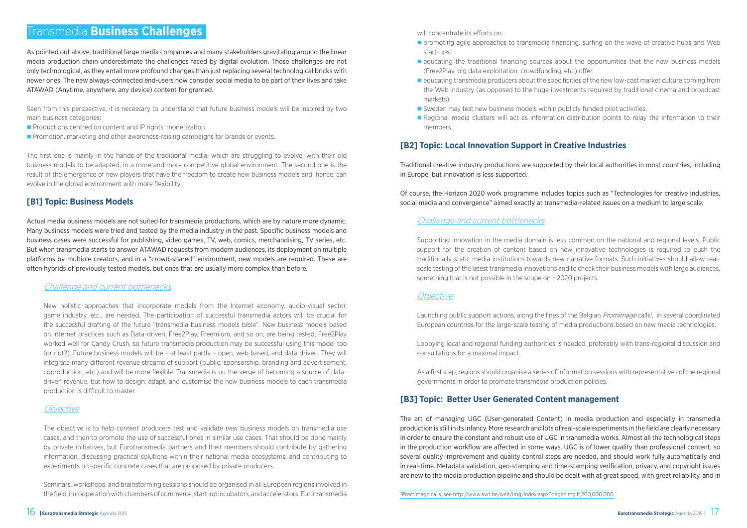# Transmedia **Business Challenges**

As pointed out above, traditional large media companies and many stakeholders gravitating around the linear media production chain underestimate the challenges faced by digital evolution. Those challenges are not only technological, as they entail more profound changes than just replacing several technological bricks with newer ones. The new always-connected end-users now consider social media to be part of their lives and take ATAWAD (Anytime, anywhere, any device) content for granted.

Seen from this perspective, it is necessary to understand that future business models will be inspired by two main business categories:

- Productions centred on content and IP rights' monetization.
- Promotion, marketing and other awareness-raising campaigns for brands or events.

The first one is mainly in the hands of the traditional media, which are struggling to evolve, with their old business models to be adapted, in a more and more competitive global environment. The second one is the result of the emergence of new players that have the freedom to create new business models and, hence, can evolve in the global environment with more flexibility.

## [B1] Topic: Business Models

Actual media business models are not suited for transmedia productions, which are by nature more dynamic. Many business models were tried and tested by the media industry in the past. Specific business models and business cases were successful for publishing, video games, TV, web, comics, merchandising, TV series, etc. But when transmedia starts to answer ATAWAD requests from modern audiences, its deployment on multiple platforms by multiple creators, and in a "crowd-shared" environment, new models are required. These are often hybrids of previously tested models, but ones that are usually more complex than before.

### *Challenge and current bottlenecks*

New holistic approaches that incorporate models from the Internet economy, audio-visual sector, game industry, etc., are needed. The participation of successful transmedia actors will be crucial for the successful drafting of the future "transmedia business models bible". New business models based on Internet practices such as Data-driven, Free2Play, Freemium, and so on, are being tested; Free2Play worked well for Candy Crush, so future transmedia production may be successful using this model too (or not?). Future business models will be – at least partly – open, web based, and data driven. They will integrate many different revenue streams of support (public, sponsorship, branding and advertisement, coproduction, etc.) and will be more flexible. Transmedia is on the verge of becoming a source of data-driven revenue, but how to design, adapt, and customise the new business models to each transmedia production is difficult to master.

### *Objective*

The objective is to help content producers test and validate new business models on transmedia use cases, and then to promote the use of successful ones in similar use cases. That should be done mainly by private initiatives, but Eurotransmedia partners and their members should contribute by gathering information, discussing practical solutions within their national media ecosystems, and contributing to experiments on specific concrete cases that are proposed by private producers.

Seminars, workshops, and brainstorming sessions should be organised in all European regions involved in the field, in cooperation with chambers of commerce, start-up incubators, and accelerators. Eurotransmedia will concentrate its efforts on:

- promoting agile approaches to transmedia financing, surfing on the wave of creative hubs and Web start-ups.
- educating the traditional financing sources about the opportunities that the new business models (Free2Play, big data exploitation, crowdfunding, etc.) offer.
- educating transmedia producers about the specificities of the new low-cost market culture coming from the Web industry (as opposed to the huge investments required by traditional cinema and broadcast markets).
- Sweden may test new business models within publicly funded pilot activities.
- Regional media clusters will act as information distribution points to relay the information to their members.

## [B2] Topic: Local Innovation Support in Creative Industries

Traditional creative industry productions are supported by their local authorities in most countries, including in Europe, but innovation is less supported.

Of course, the Horizon 2020 work programme includes topics such as "Technologies for creative industries, social media and convergence" aimed exactly at transmedia-related issues on a medium to large scale.

### *Challenge and current bottlenecks*

Supporting innovation in the media domain is less common on the national and regional levels. Public support for the creation of content based on new innovative technologies is required to push the traditionally static media institutions towards new narrative formats. Such initiatives should allow real-scale testing of the latest transmedia innovations and to check their business models with large audiences, something that is not possible in the scope on H2020 projects.

### *Objective*

Launching public support actions, along the lines of the Belgian *Promimage* calls[7], in several coordinated European countries for the large-scale testing of media productions based on new media technologies.

Lobbying local and regional funding authorities is needed, preferably with trans-regional discussion and consultations for a maximal impact.

As a first step, regions should organise a series of information sessions with representatives of the regional governments in order to promote transmedia production policies.

## [B3] Topic: Better User Generated Content management

The art of managing UGC (User-generated Content) in media production and especially in transmedia production is still in its infancy. More research and lots of real-scale experiments in the field are clearly necessary in order to ensure the constant and robust use of UGC in transmedia works. Almost all the technological steps in the production workflow are affected in some ways. UGC is of lower quality than professional content, so several quality improvement and quality control steps are needed, and should work fully automatically and in real-time. Metadata validation, geo-stamping and time-stamping verification, privacy, and copyright issues are new to the media production pipeline and should be dealt with at great speed, with great reliability, and in

[7] Promimage calls, see http://www.awt.be/web/img/index.aspx?page=img,fr,200,000,000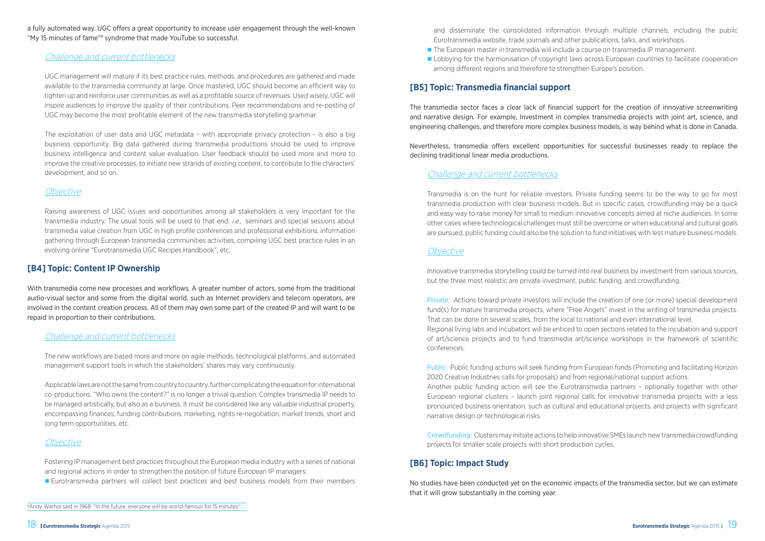a fully automated way. UGC offers a great opportunity to increase user engagement through the well-known "My 15 minutes of fame"[8] syndrome that made YouTube so successful.

### *Challenge and current bottlenecks*

UGC management will mature if its best practice rules, methods, and procedures are gathered and made available to the transmedia community at large. Once mastered, UGC should become an efficient way to tighten up and reinforce user communities as well as a profitable source of revenues. Used wisely, UGC will inspire audiences to improve the quality of their contributions. Peer recommendations and re-posting of UGC may become the most profitable element of the new transmedia storytelling grammar.

The exploitation of user data and UGC metadata – with appropriate privacy protection – is also a big business opportunity. Big data gathered during transmedia productions should be used to improve business intelligence and content value evaluation. User feedback should be used more and more to improve the creative processes, to initiate new strands of existing content, to contribute to the characters' development, and so on.

### *Objective*

Raising awareness of UGC issues and opportunities among all stakeholders is very important for the transmedia industry. The usual tools will be used to that end, *i.e.,* seminars and special sessions about transmedia value creation from UGC in high profile conferences and professional exhibitions, information gathering through European transmedia communities activities, compiling UGC best practice rules in an evolving online "Eurotransmedia UGC Recipes Handbook", etc.

## [B4] Topic: Content IP Ownership

With transmedia come new processes and workflows. A greater number of actors, some from the traditional audio-visual sector and some from the digital world, such as Internet providers and telecom operators, are involved in the content creation process. All of them may own some part of the created IP and will want to be repaid in proportion to their contributions.

### *Challenge and current bottlenecks*

The new workflows are based more and more on agile methods, technological platforms, and automated management support tools in which the stakeholders' shares may vary continuously.

Applicable laws are not the same from country to country, further complicating the equation for international co-productions. "Who owns the content?" is no longer a trivial question. Complex transmedia IP needs to be managed artistically, but also as a business. It must be considered like any valuable industrial property, encompassing finances, funding contributions, marketing, rights re-negotiation, market trends, short and long term opportunities, etc.

### *Objective*

Fostering IP management best practices throughout the European media industry with a series of national and regional actions in order to strengthen the position of future European IP managers:

- Eurotransmedia partners will collect best practices and best business models from their members and disseminate the consolidated information through multiple channels, including the public Eurotransmedia website, trade journals and other publications, talks, and workshops.
- The European master in transmedia will include a course on transmedia IP management.
- Lobbying for the harmonisation of copyright laws across European countries to facilitate cooperation among different regions and therefore to strengthen Europe's position.

[8] Andy Warhol said in 1968: "In the future, everyone will be world-famous for 15 minutes".

## [B5] Topic: Transmedia financial support

The transmedia sector faces a clear lack of financial support for the creation of innovative screenwriting and narrative design. For example, Investment in complex transmedia projects with joint art, science, and engineering challenges, and therefore more complex business models, is way behind what is done in Canada.

Nevertheless, transmedia offers excellent opportunities for successful businesses ready to replace the declining traditional linear media productions.

### *Challenge and current bottlenecks*

Transmedia is on the hunt for reliable investors. Private funding seems to be the way to go for most transmedia production with clear business models. But in specific cases, crowdfunding may be a quick and easy way to raise money for small to medium innovative concepts aimed at niche audiences. In some other cases where technological challenges must still be overcome or when educational and cultural goals are pursued, public funding could also be the solution to fund initiatives with less mature business models.

### *Objective*

Innovative transmedia storytelling could be turned into real business by investment from various sources, but the three most realistic are private investment, public funding, and crowdfunding.

Private: Actions toward private investors will include the creation of one (or more) special development fund(s) for mature transmedia projects, where "Free Angels" invest in the writing of transmedia projects. That can be done on several scales, from the local to national and even international level.
Regional living labs and incubators will be enticed to open sections related to the incubation and support of art/science projects and to fund transmedia art/science workshops in the framework of scientific conferences.

Public: Public funding actions will seek funding from European funds (Promoting and facilitating Horizon 2020 Creative Industries calls for proposals) and from regional/national support actions.
Another public funding action will see the Eurotransmedia partners – optionally together with other European regional clusters – launch joint regional calls for innovative transmedia projects with a less pronounced business orientation, such as cultural and educational projects, and projects with significant narrative design or technological risks.

Crowdfunding: Clusters may initiate actions to help innovative SMEs launch new transmedia crowdfunding projects for smaller scale projects with short production cycles.

## [B6] Topic: Impact Study

No studies have been conducted yet on the economic impacts of the transmedia sector, but we can estimate that it will grow substantially in the coming year.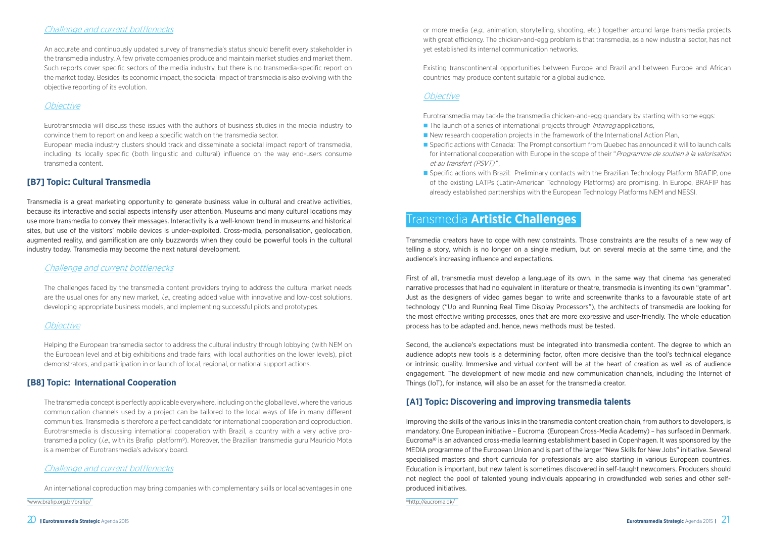### *Challenge and current bottlenecks*

An accurate and continuously updated survey of transmedia's status should benefit every stakeholder in the transmedia industry. A few private companies produce and maintain market studies and market them. Such reports cover specific sectors of the media industry, but there is no transmedia-specific report on the market today. Besides its economic impact, the societal impact of transmedia is also evolving with the objective reporting of its evolution.

### *Objective*

Eurotransmedia will discuss these issues with the authors of business studies in the media industry to convince them to report on and keep a specific watch on the transmedia sector.

European media industry clusters should track and disseminate a societal impact report of transmedia, including its locally specific (both linguistic and cultural) influence on the way end-users consume transmedia content.

## [B7] Topic: Cultural Transmedia

Transmedia is a great marketing opportunity to generate business value in cultural and creative activities, because its interactive and social aspects intensify user attention. Museums and many cultural locations may use more transmedia to convey their messages. Interactivity is a well-known trend in museums and historical sites, but use of the visitors' mobile devices is under-exploited. Cross-media, personalisation, geolocation, augmented reality, and gamification are only buzzwords when they could be powerful tools in the cultural industry today. Transmedia may become the next natural development.

### *Challenge and current bottlenecks*

The challenges faced by the transmedia content providers trying to address the cultural market needs are the usual ones for any new market, *i.e.*, creating added value with innovative and low-cost solutions, developing appropriate business models, and implementing successful pilots and prototypes.

### *Objective*

Helping the European transmedia sector to address the cultural industry through lobbying (with NEM on the European level and at big exhibitions and trade fairs; with local authorities on the lower levels), pilot demonstrators, and participation in or launch of local, regional, or national support actions.

## [B8] Topic: International Cooperation

The transmedia concept is perfectly applicable everywhere, including on the global level, where the various communication channels used by a project can be tailored to the local ways of life in many different communities. Transmedia is therefore a perfect candidate for international cooperation and coproduction. Eurotransmedia is discussing international cooperation with Brazil, a country with a very active pro-transmedia policy (*i.e.*, with its Brafip platform[9]). Moreover, the Brazilian transmedia guru Mauricio Mota is a member of Eurotransmedia's advisory board.

### *Challenge and current bottlenecks*

An international coproduction may bring companies with complementary skills or local advantages in one or more media (*e.g.*, animation, storytelling, shooting, etc.) together around large transmedia projects with great efficiency. The chicken-and-egg problem is that transmedia, as a new industrial sector, has not yet established its internal communication networks.

Existing transcontinental opportunities between Europe and Brazil and between Europe and African countries may produce content suitable for a global audience.

### *Objective*

Eurotransmedia may tackle the transmedia chicken-and-egg quandary by starting with some eggs:

- The launch of a series of international projects through *Interreg* applications,
- New research cooperation projects in the framework of the International Action Plan,
- Specific actions with Canada: The Prompt consortium from Quebec has announced it will to launch calls for international cooperation with Europe in the scope of their "*Programme de soutien à la valorisation et au transfert (PSVT)*",
- Specific actions with Brazil: Preliminary contacts with the Brazilian Technology Platform BRAFIP, one of the existing LATPs (Latin-American Technology Platforms) are promising. In Europe, BRAFIP has already established partnerships with the European Technology Platforms NEM and NESSI.

[9] www.brafip.org.br/brafip/

# Transmedia **Artistic Challenges**

Transmedia creators have to cope with new constraints. Those constraints are the results of a new way of telling a story, which is no longer on a single medium, but on several media at the same time, and the audience's increasing influence and expectations.

First of all, transmedia must develop a language of its own. In the same way that cinema has generated narrative processes that had no equivalent in literature or theatre, transmedia is inventing its own "grammar". Just as the designers of video games began to write and screenwrite thanks to a favourable state of art technology ("Up and Running Real Time Display Processors"), the architects of transmedia are looking for the most effective writing processes, ones that are more expressive and user-friendly. The whole education process has to be adapted and, hence, news methods must be tested.

Second, the audience's expectations must be integrated into transmedia content. The degree to which an audience adopts new tools is a determining factor, often more decisive than the tool's technical elegance or intrinsic quality. Immersive and virtual content will be at the heart of creation as well as of audience engagement. The development of new media and new communication channels, including the Internet of Things (IoT), for instance, will also be an asset for the transmedia creator.

## [A1] Topic: Discovering and improving transmedia talents

Improving the skills of the various links in the transmedia content creation chain, from authors to developers, is mandatory. One European initiative – Eucroma (European Cross-Media Academy) – has surfaced in Denmark. Eucroma[10] is an advanced cross-media learning establishment based in Copenhagen. It was sponsored by the MEDIA programme of the European Union and is part of the larger "New Skills for New Jobs" initiative. Several specialised masters and short curricula for professionals are also starting in various European countries. Education is important, but new talent is sometimes discovered in self-taught newcomers. Producers should not neglect the pool of talented young individuals appearing in crowdfunded web series and other self-produced initiatives.

[10] http://eucroma.dk/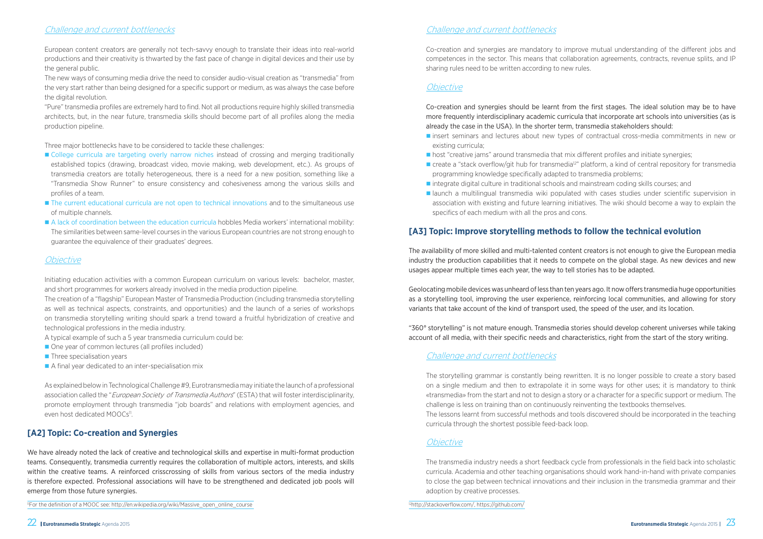### *Challenge and current bottlenecks*

European content creators are generally not tech-savvy enough to translate their ideas into real-world productions and their creativity is thwarted by the fast pace of change in digital devices and their use by the general public.

The new ways of consuming media drive the need to consider audio-visual creation as "transmedia" from the very start rather than being designed for a specific support or medium, as was always the case before the digital revolution.

"Pure" transmedia profiles are extremely hard to find. Not all productions require highly skilled transmedia architects, but, in the near future, transmedia skills should become part of all profiles along the media production pipeline.

Three major bottlenecks have to be considered to tackle these challenges:

- College curricula are targeting overly narrow niches instead of crossing and merging traditionally established topics (drawing, broadcast video, movie making, web development, etc.). As groups of transmedia creators are totally heterogeneous, there is a need for a new position, something like a "Transmedia Show Runner" to ensure consistency and cohesiveness among the various skills and profiles of a team.
- The current educational curricula are not open to technical innovations and to the simultaneous use of multiple channels.
- A lack of coordination between the education curricula hobbles Media workers' international mobility: The similarities between same-level courses in the various European countries are not strong enough to guarantee the equivalence of their graduates' degrees.

### *Objective*

Initiating education activities with a common European curriculum on various levels: bachelor, master, and short programmes for workers already involved in the media production pipeline.

The creation of a "flagship" European Master of Transmedia Production (including transmedia storytelling as well as technical aspects, constraints, and opportunities) and the launch of a series of workshops on transmedia storytelling writing should spark a trend toward a fruitful hybridization of creative and technological professions in the media industry.

A typical example of such a 5 year transmedia curriculum could be:

- One year of common lectures (all profiles included)
- Three specialisation years
- A final year dedicated to an inter-specialisation mix

As explained below in Technological Challenge #9, Eurotransmedia may initiate the launch of a professional association called the "*European Society of Transmedia Authors*" (ESTA) that will foster interdisciplinarity, promote employment through transmedia "job boards" and relations with employment agencies, and even host dedicated MOOCs[11].

## [A2] Topic: Co-creation and Synergies

We have already noted the lack of creative and technological skills and expertise in multi-format production teams. Consequently, transmedia currently requires the collaboration of multiple actors, interests, and skills within the creative teams. A reinforced crisscrossing of skills from various sectors of the media industry is therefore expected. Professional associations will have to be strengthened and dedicated job pools will emerge from those future synergies.

[11] For the definition of a MOOC see: http://en.wikipedia.org/wiki/Massive_open_online_course

### *Challenge and current bottlenecks*

Co-creation and synergies are mandatory to improve mutual understanding of the different jobs and competences in the sector. This means that collaboration agreements, contracts, revenue splits, and IP sharing rules need to be written according to new rules.

### *Objective*

Co-creation and synergies should be learnt from the first stages. The ideal solution may be to have more frequently interdisciplinary academic curricula that incorporate art schools into universities (as is already the case in the USA). In the shorter term, transmedia stakeholders should:

- insert seminars and lectures about new types of contractual cross-media commitments in new or existing curricula;
- host "creative jams" around transmedia that mix different profiles and initiate synergies;
- create a "stack overflow/git hub for transmedia[12]" platform, a kind of central repository for transmedia programming knowledge specifically adapted to transmedia problems;
- integrate digital culture in traditional schools and mainstream coding skills courses; and
- launch a multilingual transmedia wiki populated with cases studies under scientific supervision in association with existing and future learning initiatives. The wiki should become a way to explain the specifics of each medium with all the pros and cons.

## [A3] Topic: Improve storytelling methods to follow the technical evolution

The availability of more skilled and multi-talented content creators is not enough to give the European media industry the production capabilities that it needs to compete on the global stage. As new devices and new usages appear multiple times each year, the way to tell stories has to be adapted.

Geolocating mobile devices was unheard of less than ten years ago. It now offers transmedia huge opportunities as a storytelling tool, improving the user experience, reinforcing local communities, and allowing for story variants that take account of the kind of transport used, the speed of the user, and its location.

"360° storytelling" is not mature enough. Transmedia stories should develop coherent universes while taking account of all media, with their specific needs and characteristics, right from the start of the story writing.

### *Challenge and current bottlenecks*

The storytelling grammar is constantly being rewritten. It is no longer possible to create a story based on a single medium and then to extrapolate it in some ways for other uses; it is mandatory to think «transmedia» from the start and not to design a story or a character for a specific support or medium. The challenge is less on training than on continuously reinventing the textbooks themselves.

The lessons learnt from successful methods and tools discovered should be incorporated in the teaching curricula through the shortest possible feed-back loop.

### *Objective*

The transmedia industry needs a short feedback cycle from professionals in the field back into scholastic curricula. Academia and other teaching organisations should work hand-in-hand with private companies to close the gap between technical innovations and their inclusion in the transmedia grammar and their adoption by creative processes.

[12] http://stackoverflow.com/, https://github.com/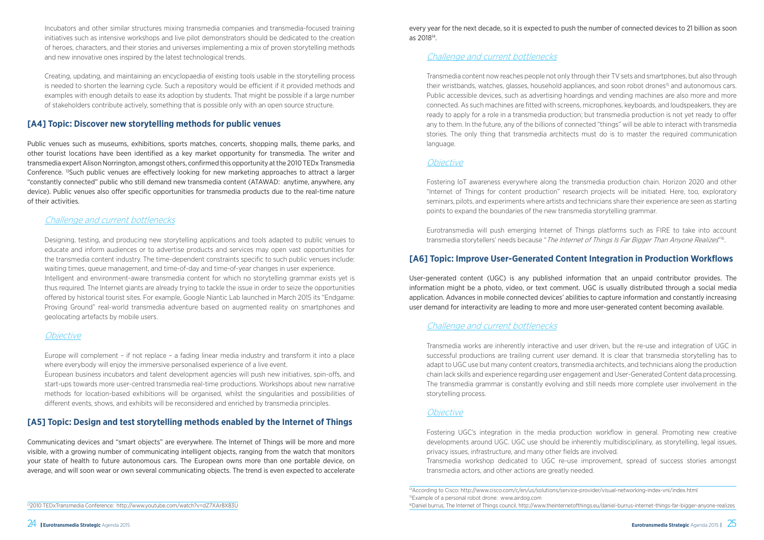Incubators and other similar structures mixing transmedia companies and transmedia-focused training initiatives such as intensive workshops and live pilot demonstrators should be dedicated to the creation of heroes, characters, and their stories and universes implementing a mix of proven storytelling methods and new innovative ones inspired by the latest technological trends.

Creating, updating, and maintaining an encyclopaedia of existing tools usable in the storytelling process is needed to shorten the learning cycle. Such a repository would be efficient if it provided methods and examples with enough details to ease its adoption by students. That might be possible if a large number of stakeholders contribute actively, something that is possible only with an open source structure.

## [A4] Topic: Discover new storytelling methods for public venues

Public venues such as museums, exhibitions, sports matches, concerts, shopping malls, theme parks, and other tourist locations have been identified as a key market opportunity for transmedia. The writer and transmedia expert Alison Norrington, amongst others, confirmed this opportunity at the 2010 TEDx Transmedia Conference. [13]Such public venues are effectively looking for new marketing approaches to attract a larger "constantly connected" public who still demand new transmedia content (ATAWAD: anytime, anywhere, any device). Public venues also offer specific opportunities for transmedia products due to the real-time nature of their activities.

### *Challenge and current bottlenecks*

Designing, testing, and producing new storytelling applications and tools adapted to public venues to educate and inform audiences or to advertise products and services may open vast opportunities for the transmedia content industry. The time-dependent constraints specific to such public venues include: waiting times, queue management, and time-of-day and time-of-year changes in user experience.
Intelligent and environment-aware transmedia content for which no storytelling grammar exists yet is thus required. The Internet giants are already trying to tackle the issue in order to seize the opportunities offered by historical tourist sites. For example, Google Niantic Lab launched in March 2015 its "Endgame: Proving Ground" real-world transmedia adventure based on augmented reality on smartphones and geolocating artefacts by mobile users.

### *Objective*

Europe will complement – if not replace – a fading linear media industry and transform it into a place where everybody will enjoy the immersive personalised experience of a live event.
European business incubators and talent development agencies will push new initiatives, spin-offs, and start-ups towards more user-centred transmedia real-time productions. Workshops about new narrative methods for location-based exhibitions will be organised, whilst the singularities and possibilities of different events, shows, and exhibits will be reconsidered and enriched by transmedia principles.

## [A5] Topic: Design and test storytelling methods enabled by the Internet of Things

Communicating devices and "smart objects" are everywhere. The Internet of Things will be more and more visible, with a growing number of communicating intelligent objects, ranging from the watch that monitors your state of health to future autonomous cars. The European owns more than one portable device, on average, and will soon wear or own several communicating objects. The trend is even expected to accelerate every year for the next decade, so it is expected to push the number of connected devices to 21 billion as soon as 2018[14].

### *Challenge and current bottlenecks*

Transmedia content now reaches people not only through their TV sets and smartphones, but also through their wristbands, watches, glasses, household appliances, and soon robot drones[15] and autonomous cars. Public accessible devices, such as advertising hoardings and vending machines are also more and more connected. As such machines are fitted with screens, microphones, keyboards, and loudspeakers, they are ready to apply for a role in a transmedia production; but transmedia production is not yet ready to offer any to them. In the future, any of the billions of connected "things" will be able to interact with transmedia stories. The only thing that transmedia architects must do is to master the required communication language.

### *Objective*

Fostering IoT awareness everywhere along the transmedia production chain. Horizon 2020 and other "Internet of Things for content production" research projects will be initiated. Here, too, exploratory seminars, pilots, and experiments where artists and technicians share their experience are seen as starting points to expand the boundaries of the new transmedia storytelling grammar.

Eurotransmedia will push emerging Internet of Things platforms such as FIRE to take into account transmedia storytellers' needs because "*The Internet of Things Is Far Bigger Than Anyone Realizes*"[16].

## [A6] Topic: Improve User-Generated Content Integration in Production Workflows

User-generated content (UGC) is any published information that an unpaid contributor provides. The information might be a photo, video, or text comment. UGC is usually distributed through a social media application. Advances in mobile connected devices' abilities to capture information and constantly increasing user demand for interactivity are leading to more and more user-generated content becoming available.

### *Challenge and current bottlenecks*

Transmedia works are inherently interactive and user driven, but the re-use and integration of UGC in successful productions are trailing current user demand. It is clear that transmedia storytelling has to adapt to UGC use but many content creators, transmedia architects, and technicians along the production chain lack skills and experience regarding user engagement and User-Generated Content data processing. The transmedia grammar is constantly evolving and still needs more complete user involvement in the storytelling process.

### *Objective*

Fostering UGC's integration in the media production workflow in general. Promoting new creative developments around UGC. UGC use should be inherently multidisciplinary, as storytelling, legal issues, privacy issues, infrastructure, and many other fields are involved.
Transmedia workshop dedicated to UGC re-use improvement, spread of success stories amongst transmedia actors, and other actions are greatly needed.

[13] 2010 TEDxTransmedia Conference: http://www.youtube.com/watch?v=dZ7XAr8X83U

[14] According to Cisco: http://www.cisco.com/c/en/us/solutions/service-provider/visual-networking-index-vni/index.html

[15] Example of a personal robot drone: www.airdog.com

[16] Daniel burrus, The Internet of Things council, http://www.theinternetofthings.eu/daniel-burrus-internet-things-far-bigger-anyone-realizes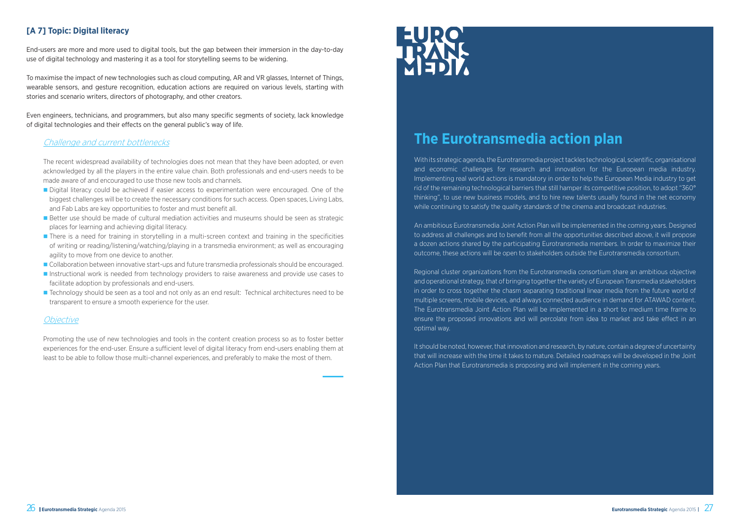### [A 7] Topic: Digital literacy

End-users are more and more used to digital tools, but the gap between their immersion in the day-to-day use of digital technology and mastering it as a tool for storytelling seems to be widening.

To maximise the impact of new technologies such as cloud computing, AR and VR glasses, Internet of Things, wearable sensors, and gesture recognition, education actions are required on various levels, starting with stories and scenario writers, directors of photography, and other creators.

Even engineers, technicians, and programmers, but also many specific segments of society, lack knowledge of digital technologies and their effects on the general public's way of life.

#### *Challenge and current bottlenecks*

The recent widespread availability of technologies does not mean that they have been adopted, or even acknowledged by all the players in the entire value chain. Both professionals and end-users needs to be made aware of and encouraged to use those new tools and channels.

- Digital literacy could be achieved if easier access to experimentation were encouraged. One of the biggest challenges will be to create the necessary conditions for such access. Open spaces, Living Labs, and Fab Labs are key opportunities to foster and must benefit all.
- Better use should be made of cultural mediation activities and museums should be seen as strategic places for learning and achieving digital literacy.
- There is a need for training in storytelling in a multi-screen context and training in the specificities of writing or reading/listening/watching/playing in a transmedia environment; as well as encouraging agility to move from one device to another.
- Collaboration between innovative start-ups and future transmedia professionals should be encouraged.
- Instructional work is needed from technology providers to raise awareness and provide use cases to facilitate adoption by professionals and end-users.
- Technology should be seen as a tool and not only as an end result: Technical architectures need to be transparent to ensure a smooth experience for the user.

#### *Objective*

Promoting the use of new technologies and tools in the content creation process so as to foster better experiences for the end-user. Ensure a sufficient level of digital literacy from end-users enabling them at least to be able to follow those multi-channel experiences, and preferably to make the most of them.

EURO TRANS MEDIA

## The Eurotransmedia action plan

With its strategic agenda, the Eurotransmedia project tackles technological, scientific, organisational and economic challenges for research and innovation for the European media industry. Implementing real world actions is mandatory in order to help the European Media industry to get rid of the remaining technological barriers that still hamper its competitive position, to adopt "360° thinking", to use new business models, and to hire new talents usually found in the net economy while continuing to satisfy the quality standards of the cinema and broadcast industries.

An ambitious Eurotransmedia Joint Action Plan will be implemented in the coming years. Designed to address all challenges and to benefit from all the opportunities described above, it will propose a dozen actions shared by the participating Eurotransmedia members. In order to maximize their outcome, these actions will be open to stakeholders outside the Eurotransmedia consortium.

Regional cluster organizations from the Eurotransmedia consortium share an ambitious objective and operational strategy, that of bringing together the variety of European Transmedia stakeholders in order to cross together the chasm separating traditional linear media from the future world of multiple screens, mobile devices, and always connected audience in demand for ATAWAD content. The Eurotransmedia Joint Action Plan will be implemented in a short to medium time frame to ensure the proposed innovations and will percolate from idea to market and take effect in an optimal way.

It should be noted, however, that innovation and research, by nature, contain a degree of uncertainty that will increase with the time it takes to mature. Detailed roadmaps will be developed in the Joint Action Plan that Eurotransmedia is proposing and will implement in the coming years.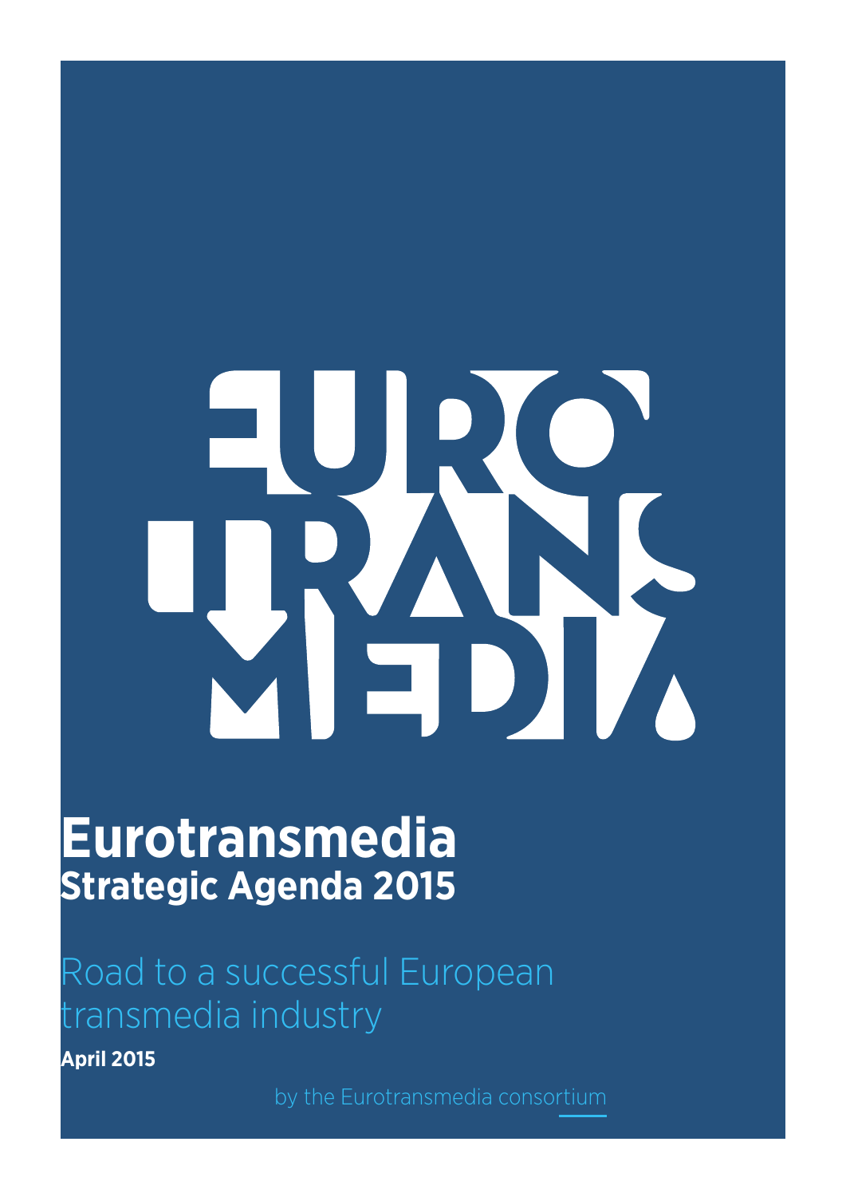# Eurotransmedia
## Strategic Agenda 2015

Road to a successful European transmedia industry

**April 2015**

by the Eurotransmedia consortium